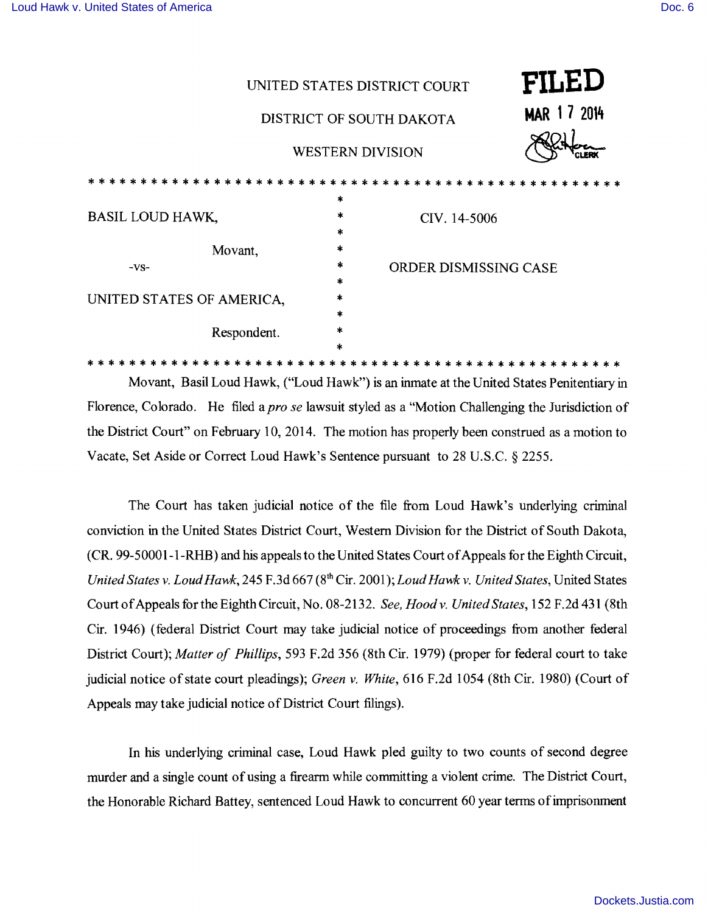UNITED STATES DISTRICT COURT

DISTRICT OF SOUTH DAKOTA

WESTERN DIVISION

**FILED**
**MAR 17 2014**
CLERK

* * * * * * * * * * * * * * * * * * * * * * * * * * * * * * * * * * * * * * * * * * * * * * * * * * * * * *

| | | |
|---|---|---|
| BASIL LOUD HAWK, | * | CIV. 14-5006 |
| Movant, | * | |
| -vs- | * | ORDER DISMISSING CASE |
| UNITED STATES OF AMERICA, | * | |
| Respondent. | * | |

* * * * * * * * * * * * * * * * * * * * * * * * * * * * * * * * * * * * * * * * * * * * * * * * * * * * * *

Movant, Basil Loud Hawk, ("Loud Hawk") is an inmate at the United States Penitentiary in Florence, Colorado. He filed a *pro se* lawsuit styled as a "Motion Challenging the Jurisdiction of the District Court" on February 10, 2014. The motion has properly been construed as a motion to Vacate, Set Aside or Correct Loud Hawk's Sentence pursuant to 28 U.S.C. § 2255.

The Court has taken judicial notice of the file from Loud Hawk's underlying criminal conviction in the United States District Court, Western Division for the District of South Dakota, (CR. 99-50001-1-RHB) and his appeals to the United States Court of Appeals for the Eighth Circuit, *United States v. Loud Hawk*, 245 F.3d 667 (8th Cir. 2001); *Loud Hawk v. United States*, United States Court of Appeals for the Eighth Circuit, No. 08-2132. *See, Hood v. United States*, 152 F.2d 431 (8th Cir. 1946) (federal District Court may take judicial notice of proceedings from another federal District Court); *Matter of Phillips*, 593 F.2d 356 (8th Cir. 1979) (proper for federal court to take judicial notice of state court pleadings); *Green v. White*, 616 F.2d 1054 (8th Cir. 1980) (Court of Appeals may take judicial notice of District Court filings).

In his underlying criminal case, Loud Hawk pled guilty to two counts of second degree murder and a single count of using a firearm while committing a violent crime. The District Court, the Honorable Richard Battey, sentenced Loud Hawk to concurrent 60 year terms of imprisonment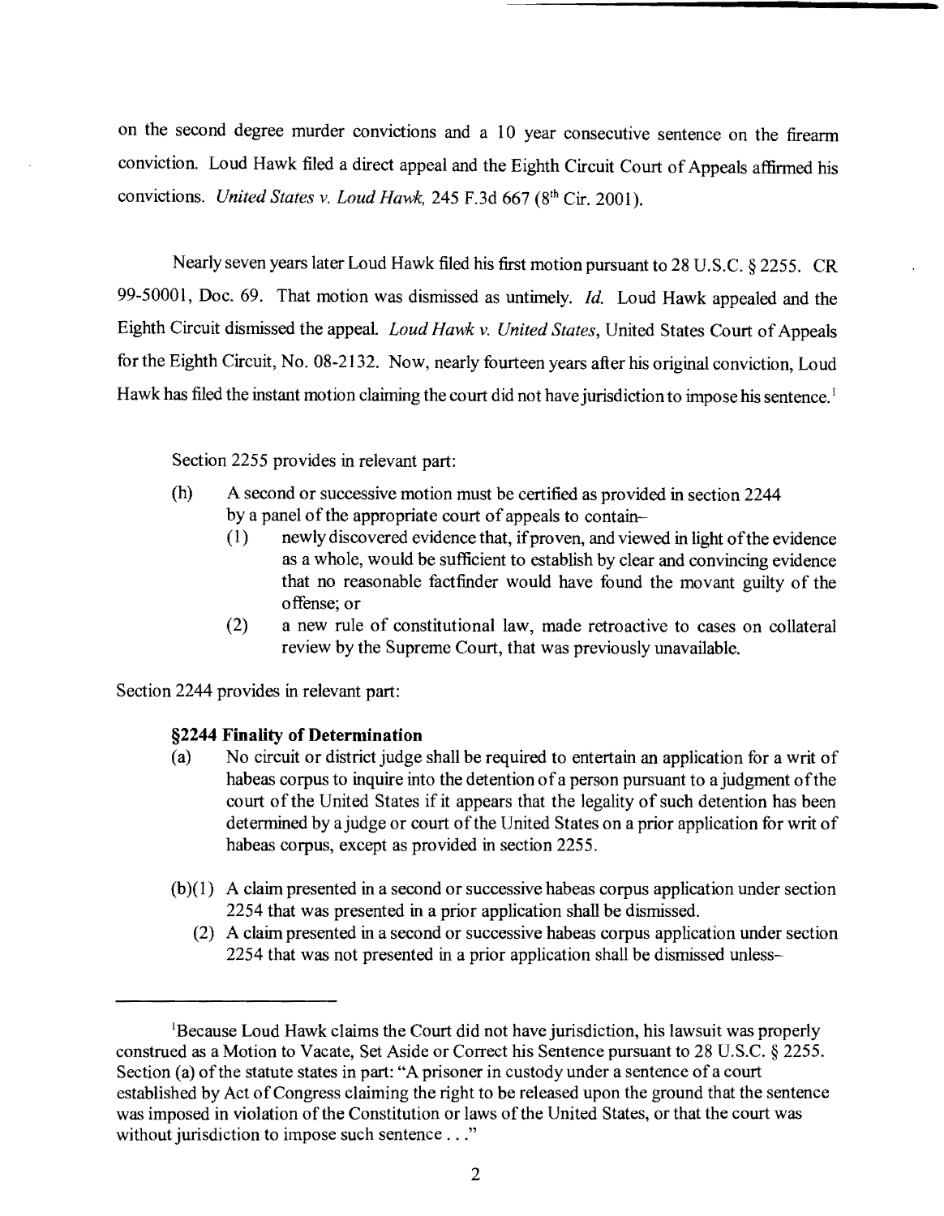on the second degree murder convictions and a 10 year consecutive sentence on the firearm conviction. Loud Hawk filed a direct appeal and the Eighth Circuit Court of Appeals affirmed his convictions. *United States v. Loud Hawk*, 245 F.3d 667 (8th Cir. 2001).

Nearly seven years later Loud Hawk filed his first motion pursuant to 28 U.S.C. § 2255. CR 99-50001, Doc. 69. That motion was dismissed as untimely. *Id.* Loud Hawk appealed and the Eighth Circuit dismissed the appeal. *Loud Hawk v. United States*, United States Court of Appeals for the Eighth Circuit, No. 08-2132. Now, nearly fourteen years after his original conviction, Loud Hawk has filed the instant motion claiming the court did not have jurisdiction to impose his sentence.[1]

Section 2255 provides in relevant part:

> (h) A second or successive motion must be certified as provided in section 2244 by a panel of the appropriate court of appeals to contain–
>
> (1) newly discovered evidence that, if proven, and viewed in light of the evidence as a whole, would be sufficient to establish by clear and convincing evidence that no reasonable factfinder would have found the movant guilty of the offense; or
>
> (2) a new rule of constitutional law, made retroactive to cases on collateral review by the Supreme Court, that was previously unavailable.

Section 2244 provides in relevant part:

> **§2244 Finality of Determination**
>
> (a) No circuit or district judge shall be required to entertain an application for a writ of habeas corpus to inquire into the detention of a person pursuant to a judgment of the court of the United States if it appears that the legality of such detention has been determined by a judge or court of the United States on a prior application for writ of habeas corpus, except as provided in section 2255.
>
> (b)(1) A claim presented in a second or successive habeas corpus application under section 2254 that was presented in a prior application shall be dismissed.
>
> (2) A claim presented in a second or successive habeas corpus application under section 2254 that was not presented in a prior application shall be dismissed unless–

---

[1]Because Loud Hawk claims the Court did not have jurisdiction, his lawsuit was properly construed as a Motion to Vacate, Set Aside or Correct his Sentence pursuant to 28 U.S.C. § 2255. Section (a) of the statute states in part: "A prisoner in custody under a sentence of a court established by Act of Congress claiming the right to be released upon the ground that the sentence was imposed in violation of the Constitution or laws of the United States, or that the court was without jurisdiction to impose such sentence . . ."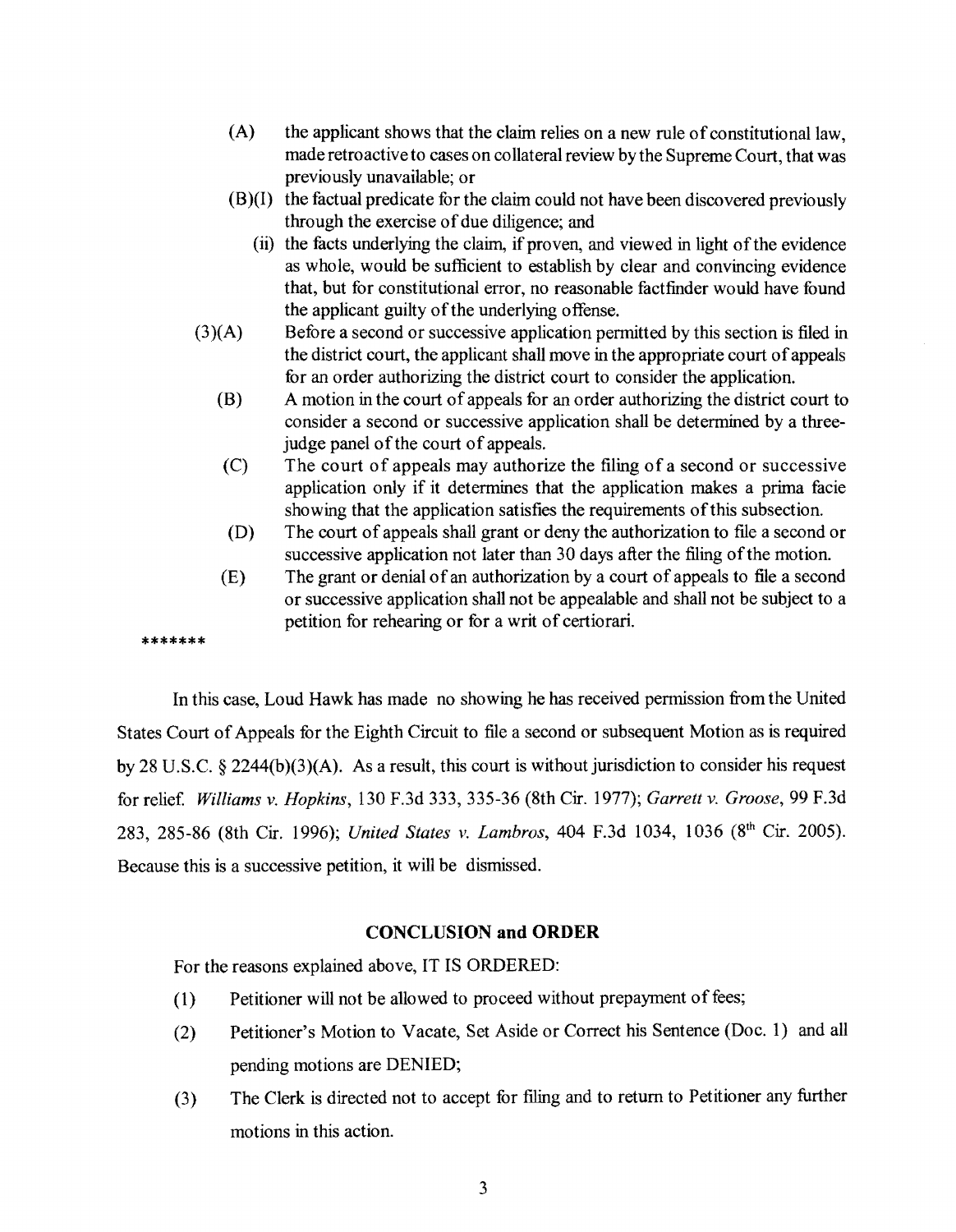(A) the applicant shows that the claim relies on a new rule of constitutional law, made retroactive to cases on collateral review by the Supreme Court, that was previously unavailable; or

(B)(I) the factual predicate for the claim could not have been discovered previously through the exercise of due diligence; and

(ii) the facts underlying the claim, if proven, and viewed in light of the evidence as whole, would be sufficient to establish by clear and convincing evidence that, but for constitutional error, no reasonable factfinder would have found the applicant guilty of the underlying offense.

(3)(A) Before a second or successive application permitted by this section is filed in the district court, the applicant shall move in the appropriate court of appeals for an order authorizing the district court to consider the application.

(B) A motion in the court of appeals for an order authorizing the district court to consider a second or successive application shall be determined by a three-judge panel of the court of appeals.

(C) The court of appeals may authorize the filing of a second or successive application only if it determines that the application makes a prima facie showing that the application satisfies the requirements of this subsection.

(D) The court of appeals shall grant or deny the authorization to file a second or successive application not later than 30 days after the filing of the motion.

(E) The grant or denial of an authorization by a court of appeals to file a second or successive application shall not be appealable and shall not be subject to a petition for rehearing or for a writ of certiorari.

*******

In this case, Loud Hawk has made no showing he has received permission from the United States Court of Appeals for the Eighth Circuit to file a second or subsequent Motion as is required by 28 U.S.C. § 2244(b)(3)(A). As a result, this court is without jurisdiction to consider his request for relief. *Williams v. Hopkins*, 130 F.3d 333, 335-36 (8th Cir. 1977); *Garrett v. Groose*, 99 F.3d 283, 285-86 (8th Cir. 1996); *United States v. Lambros*, 404 F.3d 1034, 1036 (8th Cir. 2005). Because this is a successive petition, it will be dismissed.

## CONCLUSION and ORDER

For the reasons explained above, IT IS ORDERED:

(1) Petitioner will not be allowed to proceed without prepayment of fees;

(2) Petitioner's Motion to Vacate, Set Aside or Correct his Sentence (Doc. 1) and all pending motions are DENIED;

(3) The Clerk is directed not to accept for filing and to return to Petitioner any further motions in this action.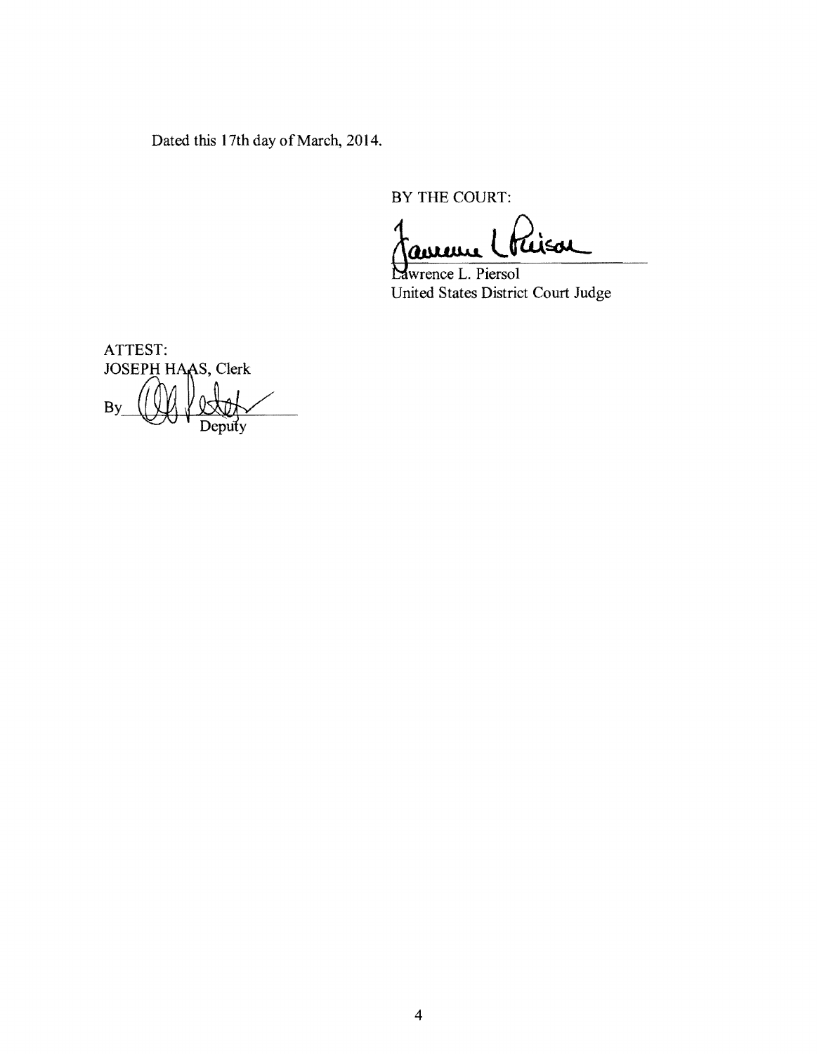Dated this 17th day of March, 2014.

BY THE COURT:

Lawrence L. Piersol
United States District Court Judge

ATTEST:
JOSEPH HAAS, Clerk

By ______________________
Deputy